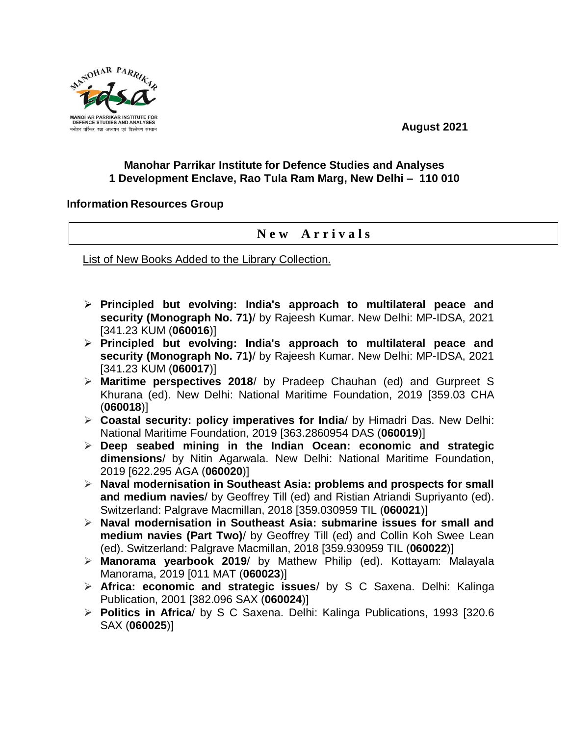August 2021

**Manohar Parrikar Institute for Defence Studies and Analyses**
**1 Development Enclave, Rao Tula Ram Marg, New Delhi – 110 010**

**Information Resources Group**

## New Arrivals

List of New Books Added to the Library Collection.

- **Principled but evolving: India's approach to multilateral peace and security (Monograph No. 71)**/ by Rajeesh Kumar. New Delhi: MP-IDSA, 2021 [341.23 KUM (**060016**)]
- **Principled but evolving: India's approach to multilateral peace and security (Monograph No. 71)**/ by Rajeesh Kumar. New Delhi: MP-IDSA, 2021 [341.23 KUM (**060017**)]
- **Maritime perspectives 2018**/ by Pradeep Chauhan (ed) and Gurpreet S Khurana (ed). New Delhi: National Maritime Foundation, 2019 [359.03 CHA (**060018**)]
- **Coastal security: policy imperatives for India**/ by Himadri Das. New Delhi: National Maritime Foundation, 2019 [363.2860954 DAS (**060019**)]
- **Deep seabed mining in the Indian Ocean: economic and strategic dimensions**/ by Nitin Agarwala. New Delhi: National Maritime Foundation, 2019 [622.295 AGA (**060020**)]
- **Naval modernisation in Southeast Asia: problems and prospects for small and medium navies**/ by Geoffrey Till (ed) and Ristian Atriandi Supriyanto (ed). Switzerland: Palgrave Macmillan, 2018 [359.030959 TIL (**060021**)]
- **Naval modernisation in Southeast Asia: submarine issues for small and medium navies (Part Two)**/ by Geoffrey Till (ed) and Collin Koh Swee Lean (ed). Switzerland: Palgrave Macmillan, 2018 [359.930959 TIL (**060022**)]
- **Manorama yearbook 2019**/ by Mathew Philip (ed). Kottayam: Malayala Manorama, 2019 [011 MAT (**060023**)]
- **Africa: economic and strategic issues**/ by S C Saxena. Delhi: Kalinga Publication, 2001 [382.096 SAX (**060024**)]
- **Politics in Africa**/ by S C Saxena. Delhi: Kalinga Publications, 1993 [320.6 SAX (**060025**)]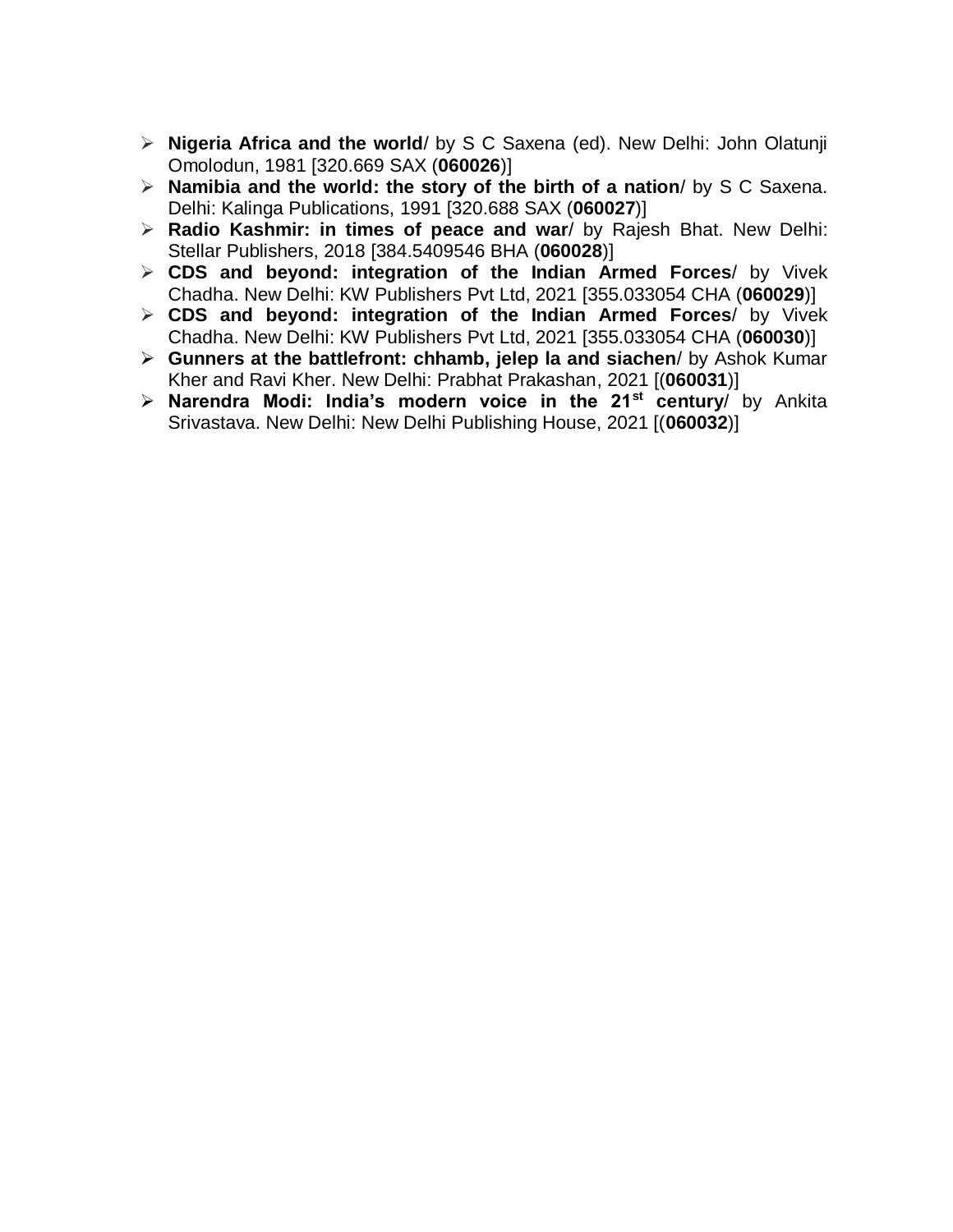- **Nigeria Africa and the world**/ by S C Saxena (ed). New Delhi: John Olatunji Omolodun, 1981 [320.669 SAX (**060026**)]
- **Namibia and the world: the story of the birth of a nation**/ by S C Saxena. Delhi: Kalinga Publications, 1991 [320.688 SAX (**060027**)]
- **Radio Kashmir: in times of peace and war**/ by Rajesh Bhat. New Delhi: Stellar Publishers, 2018 [384.5409546 BHA (**060028**)]
- **CDS and beyond: integration of the Indian Armed Forces**/ by Vivek Chadha. New Delhi: KW Publishers Pvt Ltd, 2021 [355.033054 CHA (**060029**)]
- **CDS and beyond: integration of the Indian Armed Forces**/ by Vivek Chadha. New Delhi: KW Publishers Pvt Ltd, 2021 [355.033054 CHA (**060030**)]
- **Gunners at the battlefront: chhamb, jelep la and siachen**/ by Ashok Kumar Kher and Ravi Kher. New Delhi: Prabhat Prakashan, 2021 [(**060031**)]
- **Narendra Modi: India's modern voice in the 21st century**/ by Ankita Srivastava. New Delhi: New Delhi Publishing House, 2021 [(**060032**)]